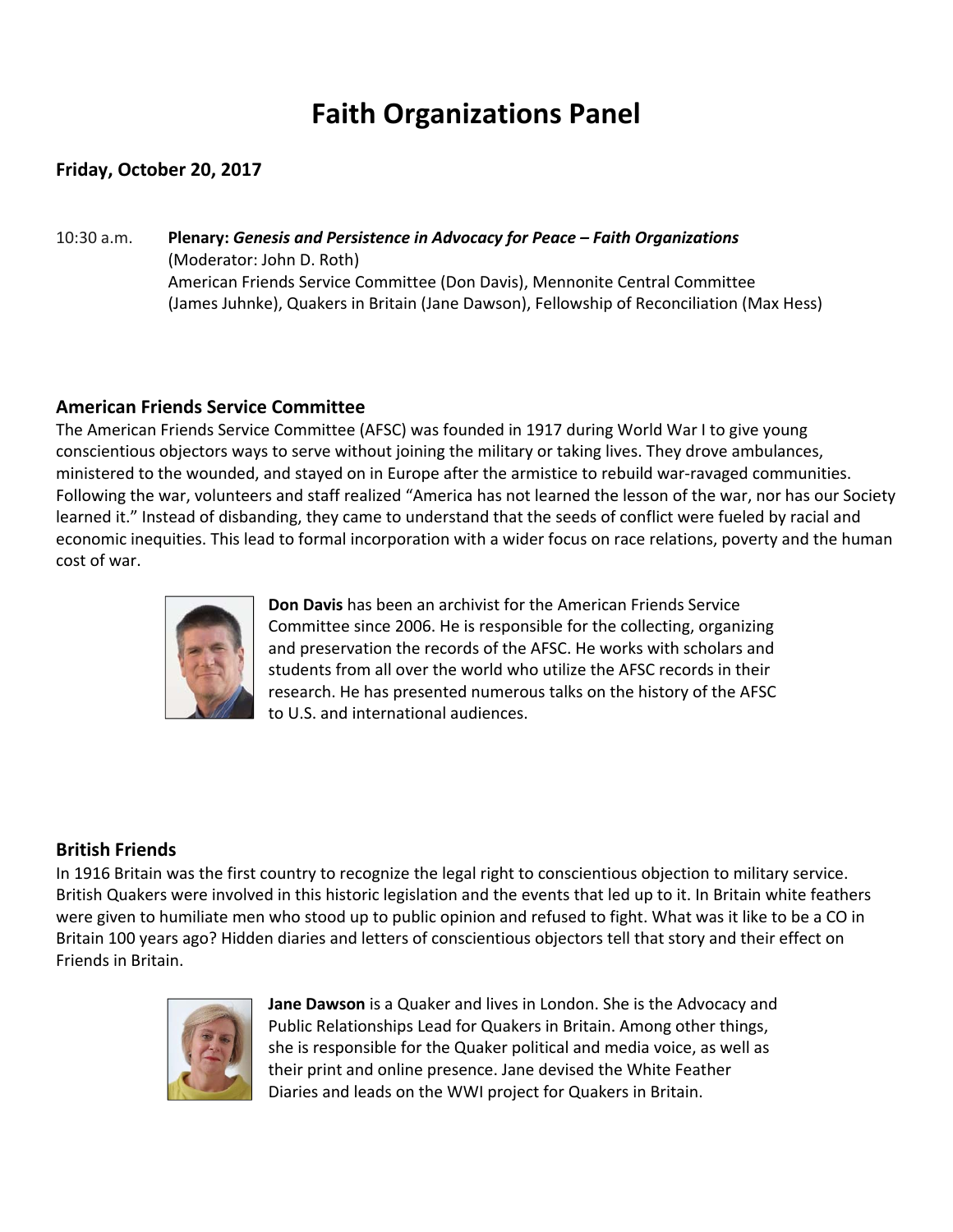# Faith Organizations Panel

**Friday, October 20, 2017**

10:30 a.m. **Plenary:** ***Genesis and Persistence in Advocacy for Peace – Faith Organizations***
(Moderator: John D. Roth)
American Friends Service Committee (Don Davis), Mennonite Central Committee (James Juhnke), Quakers in Britain (Jane Dawson), Fellowship of Reconciliation (Max Hess)

## American Friends Service Committee

The American Friends Service Committee (AFSC) was founded in 1917 during World War I to give young conscientious objectors ways to serve without joining the military or taking lives. They drove ambulances, ministered to the wounded, and stayed on in Europe after the armistice to rebuild war-ravaged communities. Following the war, volunteers and staff realized "America has not learned the lesson of the war, nor has our Society learned it." Instead of disbanding, they came to understand that the seeds of conflict were fueled by racial and economic inequities. This lead to formal incorporation with a wider focus on race relations, poverty and the human cost of war.

**Don Davis** has been an archivist for the American Friends Service Committee since 2006. He is responsible for the collecting, organizing and preservation the records of the AFSC. He works with scholars and students from all over the world who utilize the AFSC records in their research. He has presented numerous talks on the history of the AFSC to U.S. and international audiences.

## British Friends

In 1916 Britain was the first country to recognize the legal right to conscientious objection to military service. British Quakers were involved in this historic legislation and the events that led up to it. In Britain white feathers were given to humiliate men who stood up to public opinion and refused to fight. What was it like to be a CO in Britain 100 years ago? Hidden diaries and letters of conscientious objectors tell that story and their effect on Friends in Britain.

**Jane Dawson** is a Quaker and lives in London. She is the Advocacy and Public Relationships Lead for Quakers in Britain. Among other things, she is responsible for the Quaker political and media voice, as well as their print and online presence. Jane devised the White Feather Diaries and leads on the WWI project for Quakers in Britain.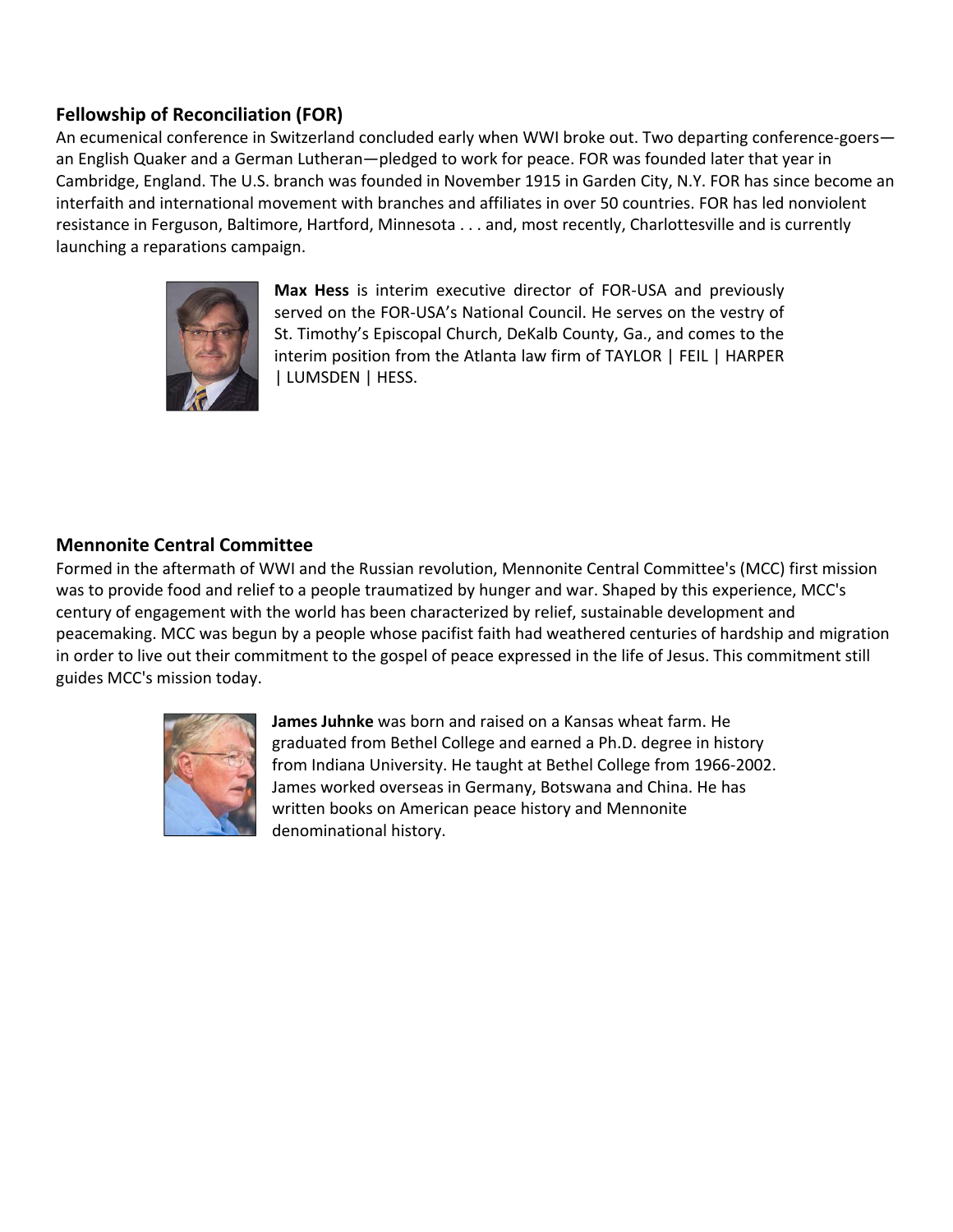## Fellowship of Reconciliation (FOR)

An ecumenical conference in Switzerland concluded early when WWI broke out. Two departing conference-goers—an English Quaker and a German Lutheran—pledged to work for peace. FOR was founded later that year in Cambridge, England. The U.S. branch was founded in November 1915 in Garden City, N.Y. FOR has since become an interfaith and international movement with branches and affiliates in over 50 countries. FOR has led nonviolent resistance in Ferguson, Baltimore, Hartford, Minnesota . . . and, most recently, Charlottesville and is currently launching a reparations campaign.

**Max Hess** is interim executive director of FOR-USA and previously served on the FOR-USA's National Council. He serves on the vestry of St. Timothy's Episcopal Church, DeKalb County, Ga., and comes to the interim position from the Atlanta law firm of TAYLOR | FEIL | HARPER | LUMSDEN | HESS.

## Mennonite Central Committee

Formed in the aftermath of WWI and the Russian revolution, Mennonite Central Committee's (MCC) first mission was to provide food and relief to a people traumatized by hunger and war. Shaped by this experience, MCC's century of engagement with the world has been characterized by relief, sustainable development and peacemaking. MCC was begun by a people whose pacifist faith had weathered centuries of hardship and migration in order to live out their commitment to the gospel of peace expressed in the life of Jesus. This commitment still guides MCC's mission today.

**James Juhnke** was born and raised on a Kansas wheat farm. He graduated from Bethel College and earned a Ph.D. degree in history from Indiana University. He taught at Bethel College from 1966-2002. James worked overseas in Germany, Botswana and China. He has written books on American peace history and Mennonite denominational history.